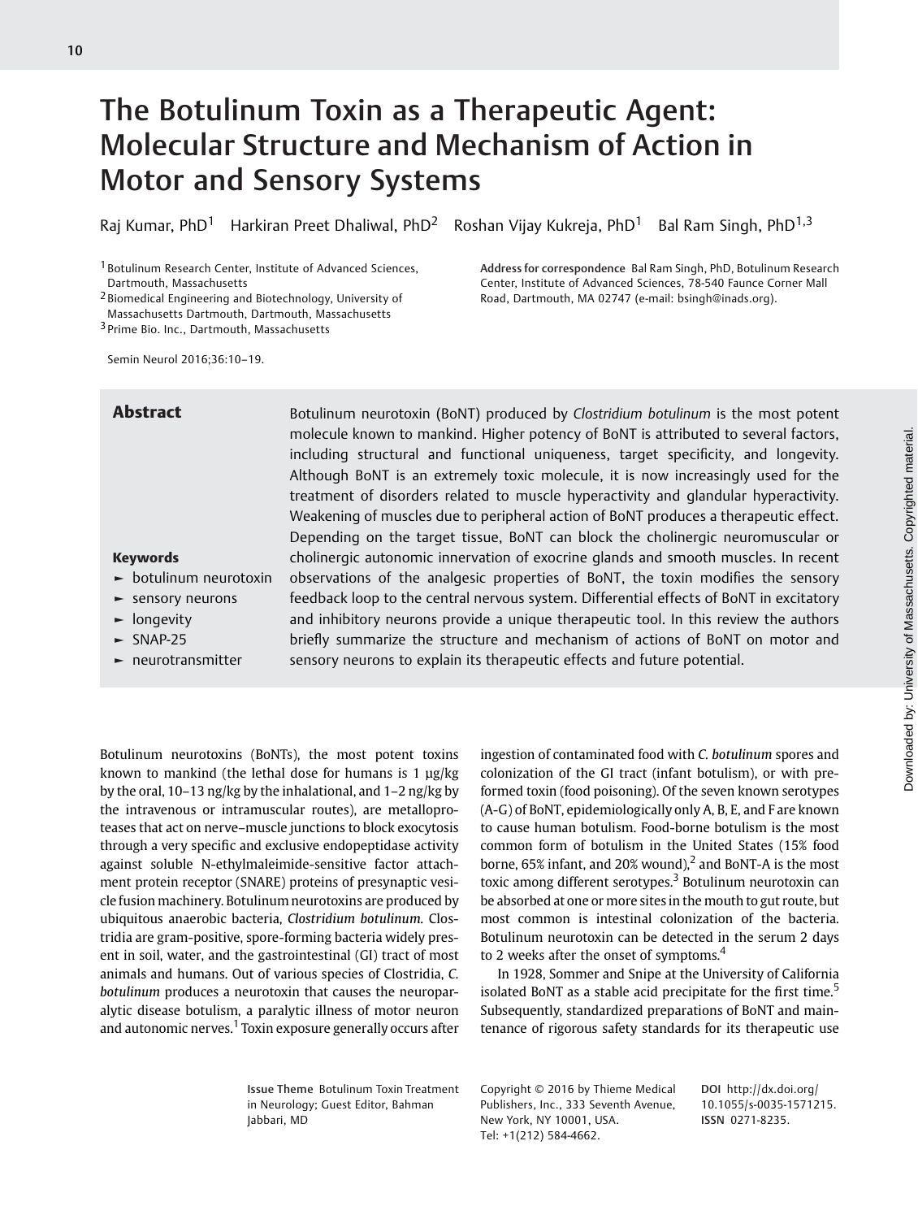# The Botulinum Toxin as a Therapeutic Agent: Molecular Structure and Mechanism of Action in Motor and Sensory Systems

Raj Kumar, PhD[1] Harkiran Preet Dhaliwal, PhD[2] Roshan Vijay Kukreja, PhD[1] Bal Ram Singh, PhD[1,3]

[1] Botulinum Research Center, Institute of Advanced Sciences, Dartmouth, Massachusetts
[2] Biomedical Engineering and Biotechnology, University of Massachusetts Dartmouth, Dartmouth, Massachusetts
[3] Prime Bio. Inc., Dartmouth, Massachusetts

**Address for correspondence** Bal Ram Singh, PhD, Botulinum Research Center, Institute of Advanced Sciences, 78-540 Faunce Corner Mall Road, Dartmouth, MA 02747 (e-mail: bsingh@inads.org).

Semin Neurol 2016;36:10–19.

## Abstract

Botulinum neurotoxin (BoNT) produced by *Clostridium botulinum* is the most potent molecule known to mankind. Higher potency of BoNT is attributed to several factors, including structural and functional uniqueness, target specificity, and longevity. Although BoNT is an extremely toxic molecule, it is now increasingly used for the treatment of disorders related to muscle hyperactivity and glandular hyperactivity. Weakening of muscles due to peripheral action of BoNT produces a therapeutic effect. Depending on the target tissue, BoNT can block the cholinergic neuromuscular or cholinergic autonomic innervation of exocrine glands and smooth muscles. In recent observations of the analgesic properties of BoNT, the toxin modifies the sensory feedback loop to the central nervous system. Differential effects of BoNT in excitatory and inhibitory neurons provide a unique therapeutic tool. In this review the authors briefly summarize the structure and mechanism of actions of BoNT on motor and sensory neurons to explain its therapeutic effects and future potential.

**Keywords**

- botulinum neurotoxin
- sensory neurons
- longevity
- SNAP-25
- neurotransmitter

Botulinum neurotoxins (BoNTs), the most potent toxins known to mankind (the lethal dose for humans is 1 µg/kg by the oral, 10–13 ng/kg by the inhalational, and 1–2 ng/kg by the intravenous or intramuscular routes), are metalloproteases that act on nerve–muscle junctions to block exocytosis through a very specific and exclusive endopeptidase activity against soluble N-ethylmaleimide-sensitive factor attachment protein receptor (SNARE) proteins of presynaptic vesicle fusion machinery. Botulinum neurotoxins are produced by ubiquitous anaerobic bacteria, *Clostridium botulinum*. Clostridia are gram-positive, spore-forming bacteria widely present in soil, water, and the gastrointestinal (GI) tract of most animals and humans. Out of various species of Clostridia, *C. botulinum* produces a neurotoxin that causes the neuroparalytic disease botulism, a paralytic illness of motor neuron and autonomic nerves.[1] Toxin exposure generally occurs after ingestion of contaminated food with *C. botulinum* spores and colonization of the GI tract (infant botulism), or with preformed toxin (food poisoning). Of the seven known serotypes (A-G) of BoNT, epidemiologically only A, B, E, and F are known to cause human botulism. Food-borne botulism is the most common form of botulism in the United States (15% food borne, 65% infant, and 20% wound),[2] and BoNT-A is the most toxic among different serotypes.[3] Botulinum neurotoxin can be absorbed at one or more sites in the mouth to gut route, but most common is intestinal colonization of the bacteria. Botulinum neurotoxin can be detected in the serum 2 days to 2 weeks after the onset of symptoms.[4]

In 1928, Sommer and Snipe at the University of California isolated BoNT as a stable acid precipitate for the first time.[5] Subsequently, standardized preparations of BoNT and maintenance of rigorous safety standards for its therapeutic use

**Issue Theme** Botulinum Toxin Treatment in Neurology; Guest Editor, Bahman Jabbari, MD

Copyright © 2016 by Thieme Medical Publishers, Inc., 333 Seventh Avenue, New York, NY 10001, USA. Tel: +1(212) 584-4662.

**DOI** http://dx.doi.org/10.1055/s-0035-1571215.
**ISSN** 0271-8235.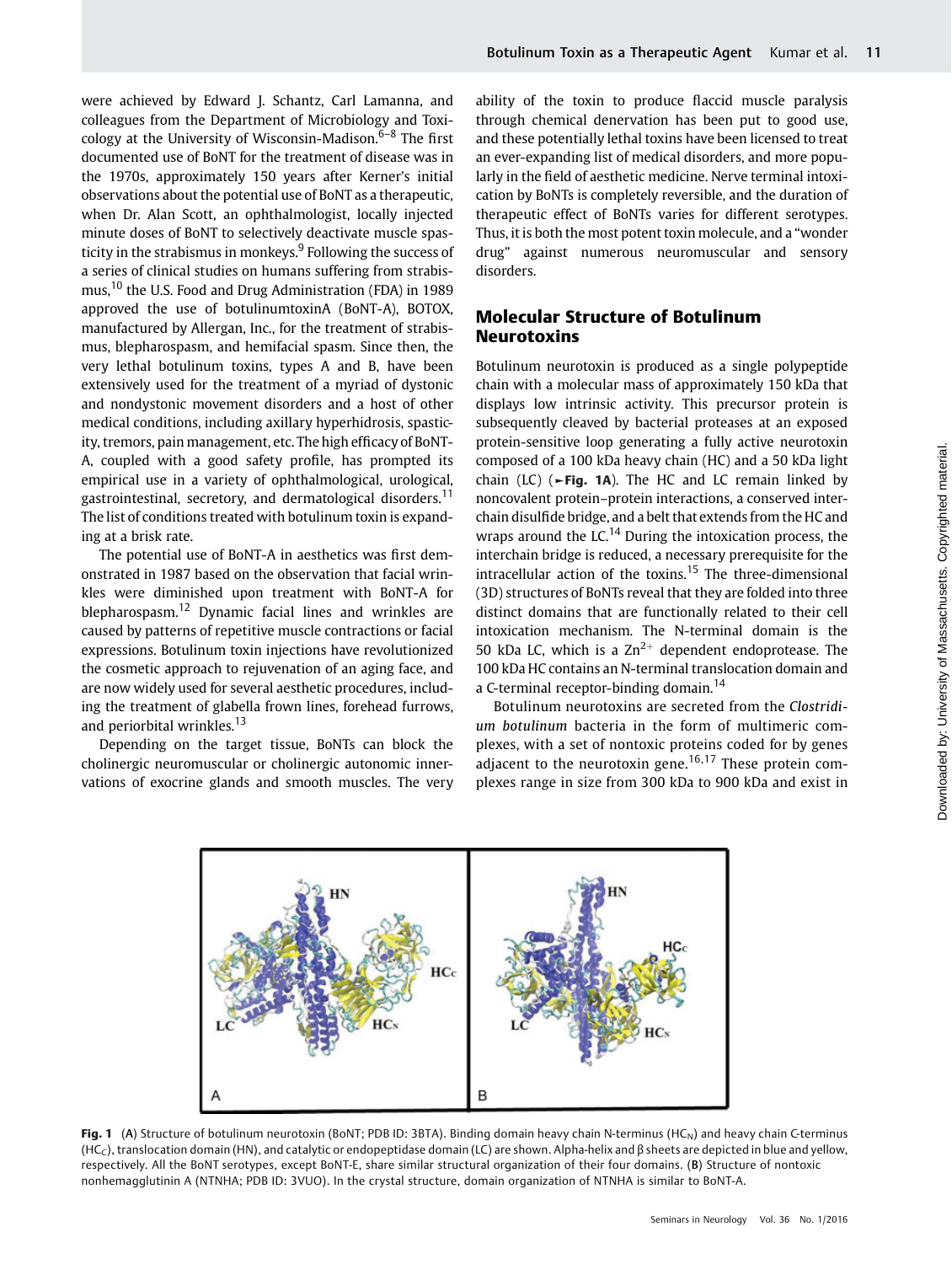were achieved by Edward J. Schantz, Carl Lamanna, and colleagues from the Department of Microbiology and Toxicology at the University of Wisconsin-Madison.[6–8] The first documented use of BoNT for the treatment of disease was in the 1970s, approximately 150 years after Kerner's initial observations about the potential use of BoNT as a therapeutic, when Dr. Alan Scott, an ophthalmologist, locally injected minute doses of BoNT to selectively deactivate muscle spasticity in the strabismus in monkeys.[9] Following the success of a series of clinical studies on humans suffering from strabismus,[10] the U.S. Food and Drug Administration (FDA) in 1989 approved the use of botulinumtoxinA (BoNT-A), BOTOX, manufactured by Allergan, Inc., for the treatment of strabismus, blepharospasm, and hemifacial spasm. Since then, the very lethal botulinum toxins, types A and B, have been extensively used for the treatment of a myriad of dystonic and nondystonic movement disorders and a host of other medical conditions, including axillary hyperhidrosis, spasticity, tremors, pain management, etc. The high efficacy of BoNT-A, coupled with a good safety profile, has prompted its empirical use in a variety of ophthalmological, urological, gastrointestinal, secretory, and dermatological disorders.[11] The list of conditions treated with botulinum toxin is expanding at a brisk rate.

The potential use of BoNT-A in aesthetics was first demonstrated in 1987 based on the observation that facial wrinkles were diminished upon treatment with BoNT-A for blepharospasm.[12] Dynamic facial lines and wrinkles are caused by patterns of repetitive muscle contractions or facial expressions. Botulinum toxin injections have revolutionized the cosmetic approach to rejuvenation of an aging face, and are now widely used for several aesthetic procedures, including the treatment of glabella frown lines, forehead furrows, and periorbital wrinkles.[13]

Depending on the target tissue, BoNTs can block the cholinergic neuromuscular or cholinergic autonomic innervations of exocrine glands and smooth muscles. The very ability of the toxin to produce flaccid muscle paralysis through chemical denervation has been put to good use, and these potentially lethal toxins have been licensed to treat an ever-expanding list of medical disorders, and more popularly in the field of aesthetic medicine. Nerve terminal intoxication by BoNTs is completely reversible, and the duration of therapeutic effect of BoNTs varies for different serotypes. Thus, it is both the most potent toxin molecule, and a "wonder drug" against numerous neuromuscular and sensory disorders.

## Molecular Structure of Botulinum Neurotoxins

Botulinum neurotoxin is produced as a single polypeptide chain with a molecular mass of approximately 150 kDa that displays low intrinsic activity. This precursor protein is subsequently cleaved by bacterial proteases at an exposed protein-sensitive loop generating a fully active neurotoxin composed of a 100 kDa heavy chain (HC) and a 50 kDa light chain (LC) (►Fig. 1A). The HC and LC remain linked by noncovalent protein–protein interactions, a conserved interchain disulfide bridge, and a belt that extends from the HC and wraps around the LC.[14] During the intoxication process, the interchain bridge is reduced, a necessary prerequisite for the intracellular action of the toxins.[15] The three-dimensional (3D) structures of BoNTs reveal that they are folded into three distinct domains that are functionally related to their cell intoxication mechanism. The N-terminal domain is the 50 kDa LC, which is a $Zn^{2+}$ dependent endoprotease. The 100 kDa HC contains an N-terminal translocation domain and a C-terminal receptor-binding domain.[14]

Botulinum neurotoxins are secreted from the *Clostridium botulinum* bacteria in the form of multimeric complexes, with a set of nontoxic proteins coded for by genes adjacent to the neurotoxin gene.[16,17] These protein complexes range in size from 300 kDa to 900 kDa and exist in

**Fig. 1** (A) Structure of botulinum neurotoxin (BoNT; PDB ID: 3BTA). Binding domain heavy chain N-terminus ($HC_N$) and heavy chain C-terminus ($HC_C$), translocation domain (HN), and catalytic or endopeptidase domain (LC) are shown. Alpha-helix and β sheets are depicted in blue and yellow, respectively. All the BoNT serotypes, except BoNT-E, share similar structural organization of their four domains. (B) Structure of nontoxic nonhemagglutinin A (NTNHA; PDB ID: 3VUO). In the crystal structure, domain organization of NTNHA is similar to BoNT-A.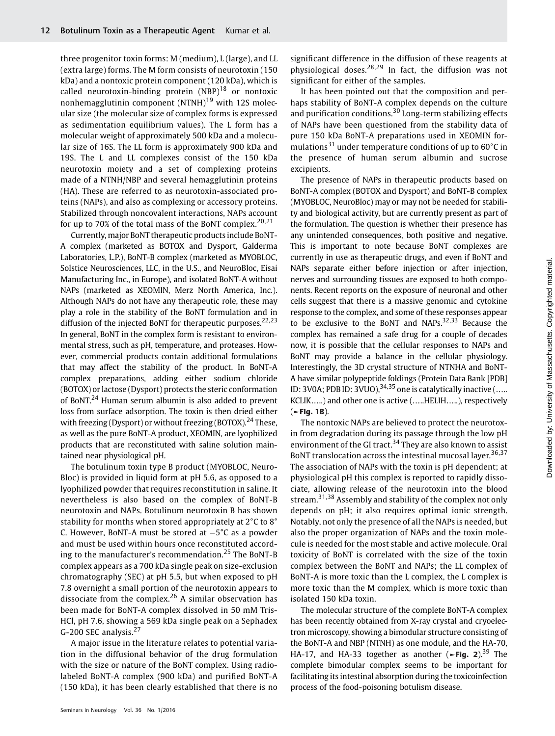three progenitor toxin forms: M (medium), L (large), and LL (extra large) forms. The M form consists of neurotoxin (150 kDa) and a nontoxic protein component (120 kDa), which is called neurotoxin-binding protein (NBP)[18] or nontoxic nonhemagglutinin component (NTNH)[19] with 12S molecular size (the molecular size of complex forms is expressed as sedimentation equilibrium values). The L form has a molecular weight of approximately 500 kDa and a molecular size of 16S. The LL form is approximately 900 kDa and 19S. The L and LL complexes consist of the 150 kDa neurotoxin moiety and a set of complexing proteins made of a NTNH/NBP and several hemagglutinin proteins (HA). These are referred to as neurotoxin-associated proteins (NAPs), and also as complexing or accessory proteins. Stabilized through noncovalent interactions, NAPs account for up to 70% of the total mass of the BoNT complex.[20,21]

Currently, major BoNT therapeutic products include BoNT-A complex (marketed as BOTOX and Dysport, Galderma Laboratories, L.P.), BoNT-B complex (marketed as MYOBLOC, Solstice Neurosciences, LLC, in the U.S., and NeuroBloc, Eisai Manufacturing Inc., in Europe), and isolated BoNT-A without NAPs (marketed as XEOMIN, Merz North America, Inc.). Although NAPs do not have any therapeutic role, these may play a role in the stability of the BoNT formulation and in diffusion of the injected BoNT for therapeutic purposes.[22,23] In general, BoNT in the complex form is resistant to environmental stress, such as pH, temperature, and proteases. However, commercial products contain additional formulations that may affect the stability of the product. In BoNT-A complex preparations, adding either sodium chloride (BOTOX) or lactose (Dysport) protects the steric conformation of BoNT.[24] Human serum albumin is also added to prevent loss from surface adsorption. The toxin is then dried either with freezing (Dysport) or without freezing (BOTOX).[24] These, as well as the pure BoNT-A product, XEOMIN, are lyophilized products that are reconstituted with saline solution maintained near physiological pH.

The botulinum toxin type B product (MYOBLOC, NeuroBloc) is provided in liquid form at pH 5.6, as opposed to a lyophilized powder that requires reconstitution in saline. It nevertheless is also based on the complex of BoNT-B neurotoxin and NAPs. Botulinum neurotoxin B has shown stability for months when stored appropriately at 2°C to 8°C. However, BoNT-A must be stored at −5°C as a powder and must be used within hours once reconstituted according to the manufacturer's recommendation.[25] The BoNT-B complex appears as a 700 kDa single peak on size-exclusion chromatography (SEC) at pH 5.5, but when exposed to pH 7.8 overnight a small portion of the neurotoxin appears to dissociate from the complex.[26] A similar observation has been made for BoNT-A complex dissolved in 50 mM Tris-HCl, pH 7.6, showing a 569 kDa single peak on a Sephadex G-200 SEC analysis.[27]

A major issue in the literature relates to potential variation in the diffusional behavior of the drug formulation with the size or nature of the BoNT complex. Using radiolabeled BoNT-A complex (900 kDa) and purified BoNT-A (150 kDa), it has been clearly established that there is no significant difference in the diffusion of these reagents at physiological doses.[28,29] In fact, the diffusion was not significant for either of the samples.

It has been pointed out that the composition and perhaps stability of BoNT-A complex depends on the culture and purification conditions.[30] Long-term stabilizing effects of NAPs have been questioned from the stability data of pure 150 kDa BoNT-A preparations used in XEOMIN formulations[31] under temperature conditions of up to 60°C in the presence of human serum albumin and sucrose excipients.

The presence of NAPs in therapeutic products based on BoNT-A complex (BOTOX and Dysport) and BoNT-B complex (MYOBLOC, NeuroBloc) may or may not be needed for stability and biological activity, but are currently present as part of the formulation. The question is whether their presence has any unintended consequences, both positive and negative. This is important to note because BoNT complexes are currently in use as therapeutic drugs, and even if BoNT and NAPs separate either before injection or after injection, nerves and surrounding tissues are exposed to both components. Recent reports on the exposure of neuronal and other cells suggest that there is a massive genomic and cytokine response to the complex, and some of these responses appear to be exclusive to the BoNT and NAPs.[32,33] Because the complex has remained a safe drug for a couple of decades now, it is possible that the cellular responses to NAPs and BoNT may provide a balance in the cellular physiology. Interestingly, the 3D crystal structure of NTNHA and BoNT-A have similar polypeptide foldings (Protein Data Bank [PDB] ID: 3V0A; PDB ID: 3VUO),[34,35] one is catalytically inactive (…..KCLIK…..) and other one is active (…..HELIH…..), respectively (►Fig. 1B).

The nontoxic NAPs are believed to protect the neurotoxin from degradation during its passage through the low pH environment of the GI tract.[34] They are also known to assist BoNT translocation across the intestinal mucosal layer.[36,37] The association of NAPs with the toxin is pH dependent; at physiological pH this complex is reported to rapidly dissociate, allowing release of the neurotoxin into the blood stream.[31,38] Assembly and stability of the complex not only depends on pH; it also requires optimal ionic strength. Notably, not only the presence of all the NAPs is needed, but also the proper organization of NAPs and the toxin molecule is needed for the most stable and active molecule. Oral toxicity of BoNT is correlated with the size of the toxin complex between the BoNT and NAPs; the LL complex of BoNT-A is more toxic than the L complex, the L complex is more toxic than the M complex, which is more toxic than isolated 150 kDa toxin.

The molecular structure of the complete BoNT-A complex has been recently obtained from X-ray crystal and cryoelectron microscopy, showing a bimodular structure consisting of the BoNT-A and NBP (NTNH) as one module, and the HA-70, HA-17, and HA-33 together as another (►Fig. 2).[39] The complete bimodular complex seems to be important for facilitating its intestinal absorption during the toxicoinfection process of the food-poisoning botulism disease.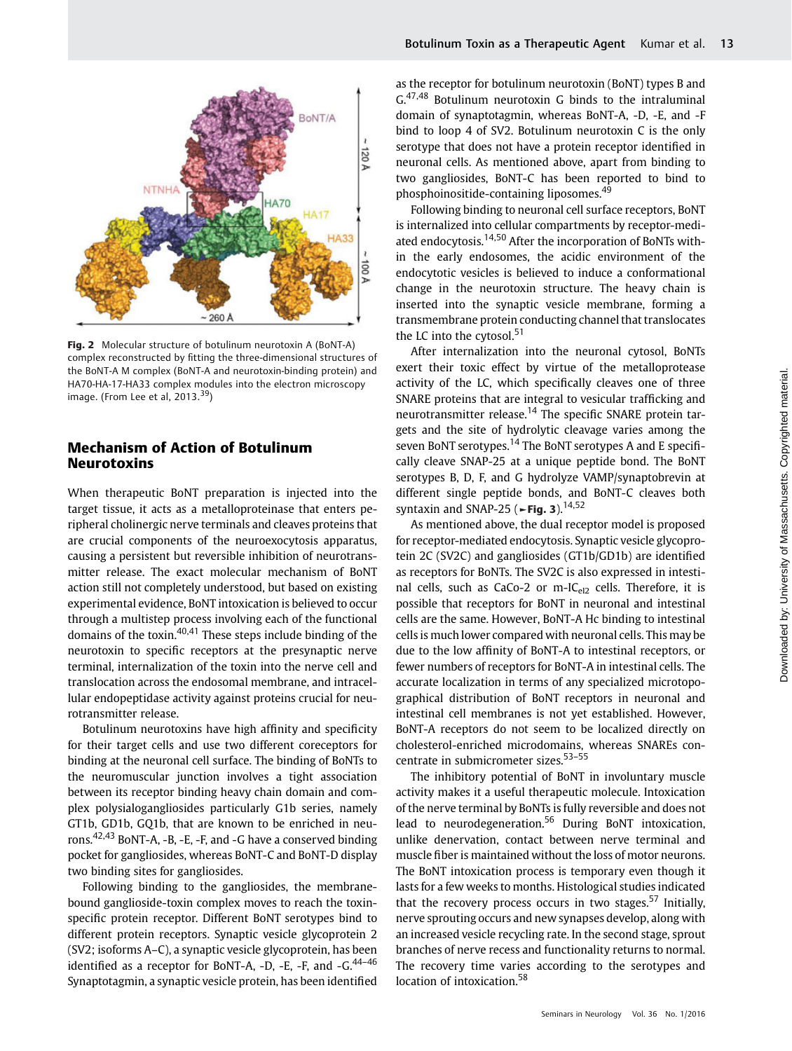Fig. 2 Molecular structure of botulinum neurotoxin A (BoNT-A) complex reconstructed by fitting the three-dimensional structures of the BoNT-A M complex (BoNT-A and neurotoxin-binding protein) and HA70-HA-17-HA33 complex modules into the electron microscopy image. (From Lee et al, 2013.[39])

## Mechanism of Action of Botulinum Neurotoxins

When therapeutic BoNT preparation is injected into the target tissue, it acts as a metalloproteinase that enters peripheral cholinergic nerve terminals and cleaves proteins that are crucial components of the neuroexocytosis apparatus, causing a persistent but reversible inhibition of neurotransmitter release. The exact molecular mechanism of BoNT action still not completely understood, but based on existing experimental evidence, BoNT intoxication is believed to occur through a multistep process involving each of the functional domains of the toxin.[40,41] These steps include binding of the neurotoxin to specific receptors at the presynaptic nerve terminal, internalization of the toxin into the nerve cell and translocation across the endosomal membrane, and intracellular endopeptidase activity against proteins crucial for neurotransmitter release.

Botulinum neurotoxins have high affinity and specificity for their target cells and use two different coreceptors for binding at the neuronal cell surface. The binding of BoNTs to the neuromuscular junction involves a tight association between its receptor binding heavy chain domain and complex polysialogangliosides particularly G1b series, namely GT1b, GD1b, GQ1b, that are known to be enriched in neurons.[42,43] BoNT-A, -B, -E, -F, and -G have a conserved binding pocket for gangliosides, whereas BoNT-C and BoNT-D display two binding sites for gangliosides.

Following binding to the gangliosides, the membrane-bound ganglioside-toxin complex moves to reach the toxin-specific protein receptor. Different BoNT serotypes bind to different protein receptors. Synaptic vesicle glycoprotein 2 (SV2; isoforms A–C), a synaptic vesicle glycoprotein, has been identified as a receptor for BoNT-A, -D, -E, -F, and -G.[44–46] Synaptotagmin, a synaptic vesicle protein, has been identified as the receptor for botulinum neurotoxin (BoNT) types B and G.[47,48] Botulinum neurotoxin G binds to the intraluminal domain of synaptotagmin, whereas BoNT-A, -D, -E, and -F bind to loop 4 of SV2. Botulinum neurotoxin C is the only serotype that does not have a protein receptor identified in neuronal cells. As mentioned above, apart from binding to two gangliosides, BoNT-C has been reported to bind to phosphoinositide-containing liposomes.[49]

Following binding to neuronal cell surface receptors, BoNT is internalized into cellular compartments by receptor-mediated endocytosis.[14,50] After the incorporation of BoNTs within the early endosomes, the acidic environment of the endocytotic vesicles is believed to induce a conformational change in the neurotoxin structure. The heavy chain is inserted into the synaptic vesicle membrane, forming a transmembrane protein conducting channel that translocates the LC into the cytosol.[51]

After internalization into the neuronal cytosol, BoNTs exert their toxic effect by virtue of the metalloprotease activity of the LC, which specifically cleaves one of three SNARE proteins that are integral to vesicular trafficking and neurotransmitter release.[14] The specific SNARE protein targets and the site of hydrolytic cleavage varies among the seven BoNT serotypes.[14] The BoNT serotypes A and E specifically cleave SNAP-25 at a unique peptide bond. The BoNT serotypes B, D, F, and G hydrolyze VAMP/synaptobrevin at different single peptide bonds, and BoNT-C cleaves both syntaxin and SNAP-25 (►Fig. 3).[14,52]

As mentioned above, the dual receptor model is proposed for receptor-mediated endocytosis. Synaptic vesicle glycoprotein 2C (SV2C) and gangliosides (GT1b/GD1b) are identified as receptors for BoNTs. The SV2C is also expressed in intestinal cells, such as CaCo-2 or m-$IC_{cl2}$ cells. Therefore, it is possible that receptors for BoNT in neuronal and intestinal cells are the same. However, BoNT-A Hc binding to intestinal cells is much lower compared with neuronal cells. This may be due to the low affinity of BoNT-A to intestinal receptors, or fewer numbers of receptors for BoNT-A in intestinal cells. The accurate localization in terms of any specialized microtopographical distribution of BoNT receptors in neuronal and intestinal cell membranes is not yet established. However, BoNT-A receptors do not seem to be localized directly on cholesterol-enriched microdomains, whereas SNAREs concentrate in submicrometer sizes.[53–55]

The inhibitory potential of BoNT in involuntary muscle activity makes it a useful therapeutic molecule. Intoxication of the nerve terminal by BoNTs is fully reversible and does not lead to neurodegeneration.[56] During BoNT intoxication, unlike denervation, contact between nerve terminal and muscle fiber is maintained without the loss of motor neurons. The BoNT intoxication process is temporary even though it lasts for a few weeks to months. Histological studies indicated that the recovery process occurs in two stages.[57] Initially, nerve sprouting occurs and new synapses develop, along with an increased vesicle recycling rate. In the second stage, sprout branches of nerve recess and functionality returns to normal. The recovery time varies according to the serotypes and location of intoxication.[58]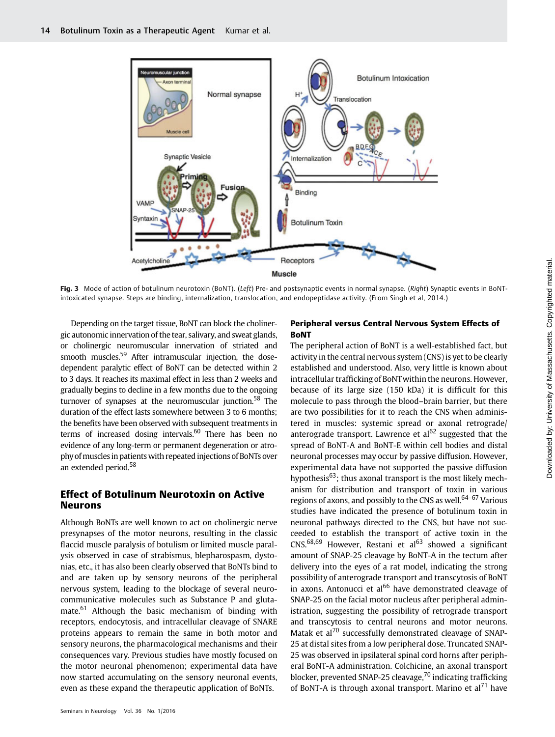Fig. 3 Mode of action of botulinum neurotoxin (BoNT). (*Left*) Pre- and postsynaptic events in normal synapse. (*Right*) Synaptic events in BoNT-intoxicated synapse. Steps are binding, internalization, translocation, and endopeptidase activity. (From Singh et al, 2014.)

Depending on the target tissue, BoNT can block the cholinergic autonomic innervation of the tear, salivary, and sweat glands, or cholinergic neuromuscular innervation of striated and smooth muscles.[59] After intramuscular injection, the dose-dependent paralytic effect of BoNT can be detected within 2 to 3 days. It reaches its maximal effect in less than 2 weeks and gradually begins to decline in a few months due to the ongoing turnover of synapses at the neuromuscular junction.[58] The duration of the effect lasts somewhere between 3 to 6 months; the benefits have been observed with subsequent treatments in terms of increased dosing intervals.[60] There has been no evidence of any long-term or permanent degeneration or atrophy of muscles in patients with repeated injections of BoNTs over an extended period.[58]

## Effect of Botulinum Neurotoxin on Active Neurons

Although BoNTs are well known to act on cholinergic nerve presynapses of the motor neurons, resulting in the classic flaccid muscle paralysis of botulism or limited muscle paralysis observed in case of strabismus, blepharospasm, dystonias, etc., it has also been clearly observed that BoNTs bind to and are taken up by sensory neurons of the peripheral nervous system, leading to the blockage of several neurocommunicative molecules such as Substance P and glutamate.[61] Although the basic mechanism of binding with receptors, endocytosis, and intracellular cleavage of SNARE proteins appears to remain the same in both motor and sensory neurons, the pharmacological mechanisms and their consequences vary. Previous studies have mostly focused on the motor neuronal phenomenon; experimental data have now started accumulating on the sensory neuronal events, even as these expand the therapeutic application of BoNTs.

### Peripheral versus Central Nervous System Effects of BoNT

The peripheral action of BoNT is a well-established fact, but activity in the central nervous system (CNS) is yet to be clearly established and understood. Also, very little is known about intracellular trafficking of BoNT within the neurons. However, because of its large size (150 kDa) it is difficult for this molecule to pass through the blood–brain barrier, but there are two possibilities for it to reach the CNS when administered in muscles: systemic spread or axonal retrograde/anterograde transport. Lawrence et al[62] suggested that the spread of BoNT-A and BoNT-E within cell bodies and distal neuronal processes may occur by passive diffusion. However, experimental data have not supported the passive diffusion hypothesis[63]; thus axonal transport is the most likely mechanism for distribution and transport of toxin in various regions of axons, and possibly to the CNS as well.[64–67] Various studies have indicated the presence of botulinum toxin in neuronal pathways directed to the CNS, but have not succeeded to establish the transport of active toxin in the CNS.[68,69] However, Restani et al[63] showed a significant amount of SNAP-25 cleavage by BoNT-A in the tectum after delivery into the eyes of a rat model, indicating the strong possibility of anterograde transport and transcytosis of BoNT in axons. Antonucci et al[66] have demonstrated cleavage of SNAP-25 on the facial motor nucleus after peripheral administration, suggesting the possibility of retrograde transport and transcytosis to central neurons and motor neurons. Matak et al[70] successfully demonstrated cleavage of SNAP-25 at distal sites from a low peripheral dose. Truncated SNAP-25 was observed in ipsilateral spinal cord horns after peripheral BoNT-A administration. Colchicine, an axonal transport blocker, prevented SNAP-25 cleavage,[70] indicating trafficking of BoNT-A is through axonal transport. Marino et al[71] have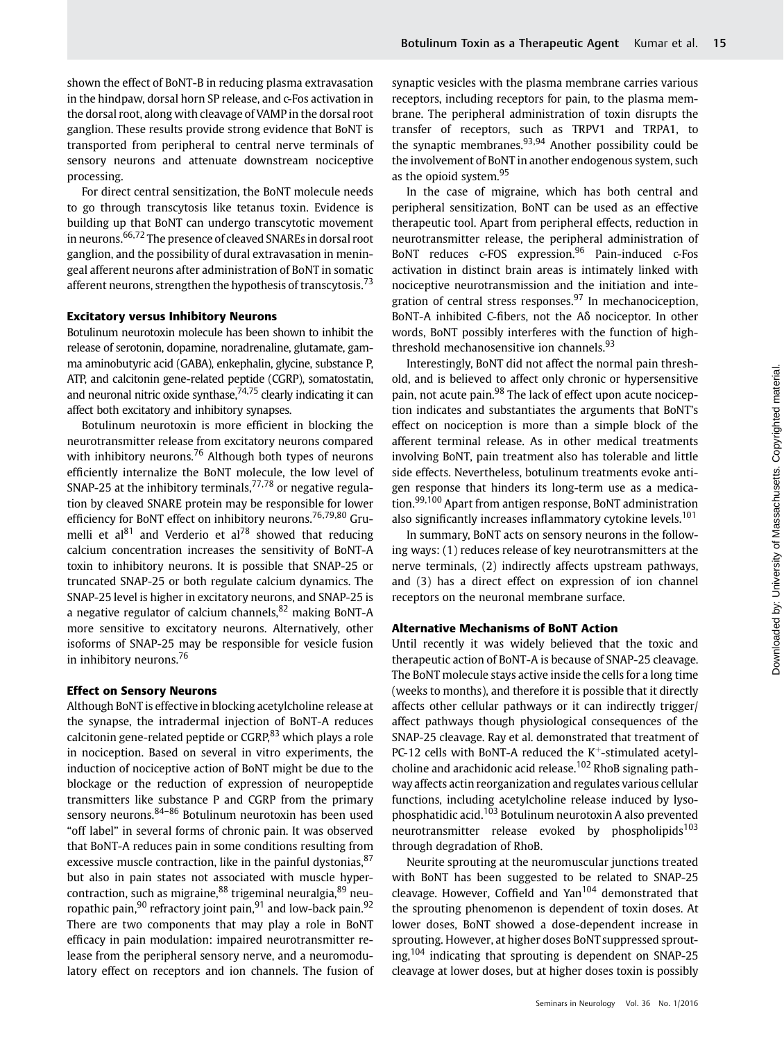shown the effect of BoNT-B in reducing plasma extravasation in the hindpaw, dorsal horn SP release, and c-Fos activation in the dorsal root, along with cleavage of VAMP in the dorsal root ganglion. These results provide strong evidence that BoNT is transported from peripheral to central nerve terminals of sensory neurons and attenuate downstream nociceptive processing.

For direct central sensitization, the BoNT molecule needs to go through transcytosis like tetanus toxin. Evidence is building up that BoNT can undergo transcytotic movement in neurons.[66,72] The presence of cleaved SNAREs in dorsal root ganglion, and the possibility of dural extravasation in meningeal afferent neurons after administration of BoNT in somatic afferent neurons, strengthen the hypothesis of transcytosis.[73]

### Excitatory versus Inhibitory Neurons

Botulinum neurotoxin molecule has been shown to inhibit the release of serotonin, dopamine, noradrenaline, glutamate, gamma aminobutyric acid (GABA), enkephalin, glycine, substance P, ATP, and calcitonin gene-related peptide (CGRP), somatostatin, and neuronal nitric oxide synthase,[74,75] clearly indicating it can affect both excitatory and inhibitory synapses.

Botulinum neurotoxin is more efficient in blocking the neurotransmitter release from excitatory neurons compared with inhibitory neurons.[76] Although both types of neurons efficiently internalize the BoNT molecule, the low level of SNAP-25 at the inhibitory terminals,[77,78] or negative regulation by cleaved SNARE protein may be responsible for lower efficiency for BoNT effect on inhibitory neurons.[76,79,80] Grumelli et al[81] and Verderio et al[78] showed that reducing calcium concentration increases the sensitivity of BoNT-A toxin to inhibitory neurons. It is possible that SNAP-25 or truncated SNAP-25 or both regulate calcium dynamics. The SNAP-25 level is higher in excitatory neurons, and SNAP-25 is a negative regulator of calcium channels,[82] making BoNT-A more sensitive to excitatory neurons. Alternatively, other isoforms of SNAP-25 may be responsible for vesicle fusion in inhibitory neurons.[76]

### Effect on Sensory Neurons

Although BoNT is effective in blocking acetylcholine release at the synapse, the intradermal injection of BoNT-A reduces calcitonin gene-related peptide or CGRP,[83] which plays a role in nociception. Based on several in vitro experiments, the induction of nociceptive action of BoNT might be due to the blockage or the reduction of expression of neuropeptide transmitters like substance P and CGRP from the primary sensory neurons.[84–86] Botulinum neurotoxin has been used "off label" in several forms of chronic pain. It was observed that BoNT-A reduces pain in some conditions resulting from excessive muscle contraction, like in the painful dystonias,[87] but also in pain states not associated with muscle hypercontraction, such as migraine,[88] trigeminal neuralgia,[89] neuropathic pain,[90] refractory joint pain,[91] and low-back pain.[92] There are two components that may play a role in BoNT efficacy in pain modulation: impaired neurotransmitter release from the peripheral sensory nerve, and a neuromodulatory effect on receptors and ion channels. The fusion of synaptic vesicles with the plasma membrane carries various receptors, including receptors for pain, to the plasma membrane. The peripheral administration of toxin disrupts the transfer of receptors, such as TRPV1 and TRPA1, to the synaptic membranes.[93,94] Another possibility could be the involvement of BoNT in another endogenous system, such as the opioid system.[95]

In the case of migraine, which has both central and peripheral sensitization, BoNT can be used as an effective therapeutic tool. Apart from peripheral effects, reduction in neurotransmitter release, the peripheral administration of BoNT reduces c-FOS expression.[96] Pain-induced c-Fos activation in distinct brain areas is intimately linked with nociceptive neurotransmission and the initiation and integration of central stress responses.[97] In mechanociception, BoNT-A inhibited C-fibers, not the Aδ nociceptor. In other words, BoNT possibly interferes with the function of high-threshold mechanosensitive ion channels.[93]

Interestingly, BoNT did not affect the normal pain threshold, and is believed to affect only chronic or hypersensitive pain, not acute pain.[98] The lack of effect upon acute nociception indicates and substantiates the arguments that BoNT's effect on nociception is more than a simple block of the afferent terminal release. As in other medical treatments involving BoNT, pain treatment also has tolerable and little side effects. Nevertheless, botulinum treatments evoke antigen response that hinders its long-term use as a medication.[99,100] Apart from antigen response, BoNT administration also significantly increases inflammatory cytokine levels.[101]

In summary, BoNT acts on sensory neurons in the following ways: (1) reduces release of key neurotransmitters at the nerve terminals, (2) indirectly affects upstream pathways, and (3) has a direct effect on expression of ion channel receptors on the neuronal membrane surface.

### Alternative Mechanisms of BoNT Action

Until recently it was widely believed that the toxic and therapeutic action of BoNT-A is because of SNAP-25 cleavage. The BoNT molecule stays active inside the cells for a long time (weeks to months), and therefore it is possible that it directly affects other cellular pathways or it can indirectly trigger/affect pathways though physiological consequences of the SNAP-25 cleavage. Ray et al. demonstrated that treatment of PC-12 cells with BoNT-A reduced the $K^+$-stimulated acetylcholine and arachidonic acid release.[102] RhoB signaling pathway affects actin reorganization and regulates various cellular functions, including acetylcholine release induced by lysophosphatidic acid.[103] Botulinum neurotoxin A also prevented neurotransmitter release evoked by phospholipids[103] through degradation of RhoB.

Neurite sprouting at the neuromuscular junctions treated with BoNT has been suggested to be related to SNAP-25 cleavage. However, Coffield and Yan[104] demonstrated that the sprouting phenomenon is dependent of toxin doses. At lower doses, BoNT showed a dose-dependent increase in sprouting. However, at higher doses BoNT suppressed sprouting,[104] indicating that sprouting is dependent on SNAP-25 cleavage at lower doses, but at higher doses toxin is possibly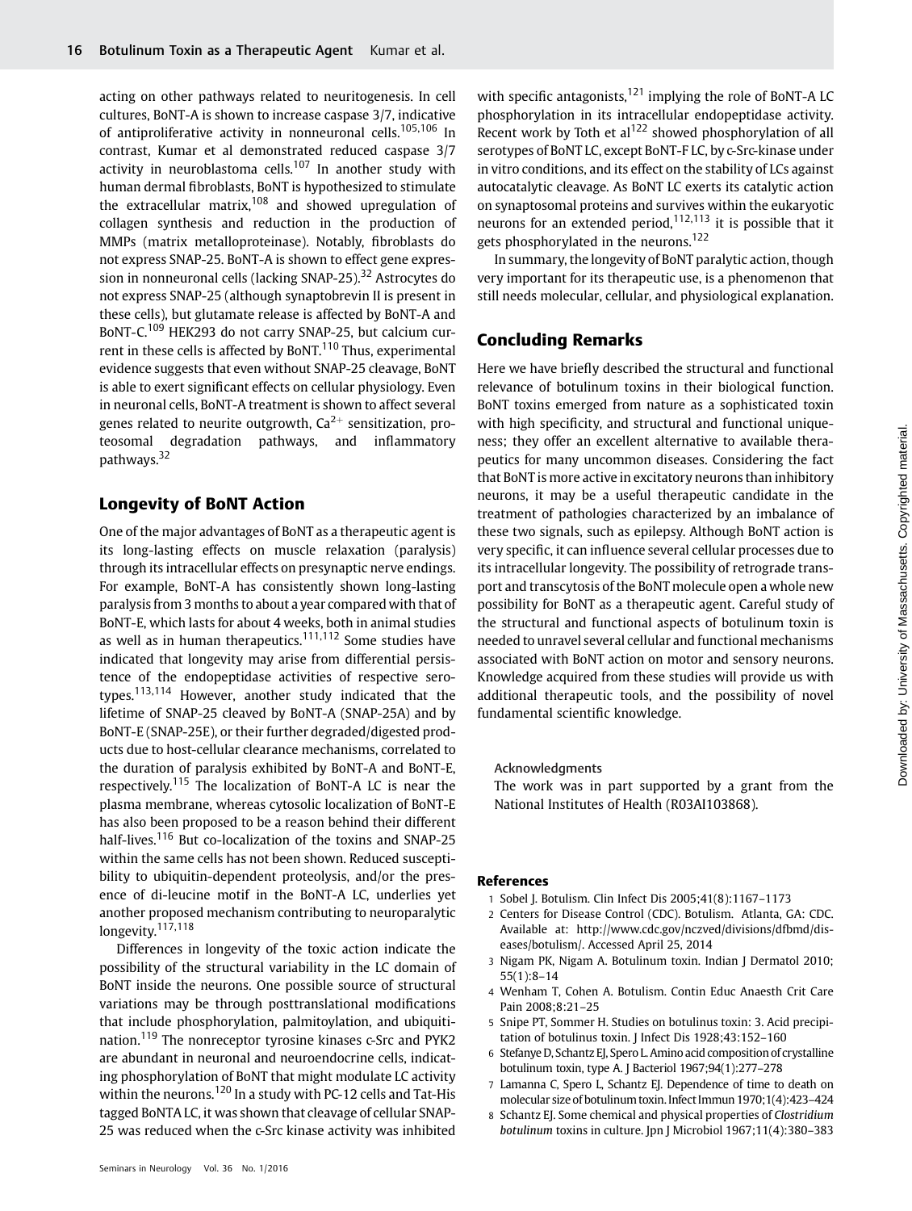acting on other pathways related to neuritogenesis. In cell cultures, BoNT-A is shown to increase caspase 3/7, indicative of antiproliferative activity in nonneuronal cells.[105,106] In contrast, Kumar et al demonstrated reduced caspase 3/7 activity in neuroblastoma cells.[107] In another study with human dermal fibroblasts, BoNT is hypothesized to stimulate the extracellular matrix,[108] and showed upregulation of collagen synthesis and reduction in the production of MMPs (matrix metalloproteinase). Notably, fibroblasts do not express SNAP-25. BoNT-A is shown to effect gene expression in nonneuronal cells (lacking SNAP-25).[32] Astrocytes do not express SNAP-25 (although synaptobrevin II is present in these cells), but glutamate release is affected by BoNT-A and BoNT-C.[109] HEK293 do not carry SNAP-25, but calcium current in these cells is affected by BoNT.[110] Thus, experimental evidence suggests that even without SNAP-25 cleavage, BoNT is able to exert significant effects on cellular physiology. Even in neuronal cells, BoNT-A treatment is shown to affect several genes related to neurite outgrowth, $Ca^{2+}$ sensitization, proteosomal degradation pathways, and inflammatory pathways.[32]

## Longevity of BoNT Action

One of the major advantages of BoNT as a therapeutic agent is its long-lasting effects on muscle relaxation (paralysis) through its intracellular effects on presynaptic nerve endings. For example, BoNT-A has consistently shown long-lasting paralysis from 3 months to about a year compared with that of BoNT-E, which lasts for about 4 weeks, both in animal studies as well as in human therapeutics.[111,112] Some studies have indicated that longevity may arise from differential persistence of the endopeptidase activities of respective serotypes.[113,114] However, another study indicated that the lifetime of SNAP-25 cleaved by BoNT-A (SNAP-25A) and by BoNT-E (SNAP-25E), or their further degraded/digested products due to host-cellular clearance mechanisms, correlated to the duration of paralysis exhibited by BoNT-A and BoNT-E, respectively.[115] The localization of BoNT-A LC is near the plasma membrane, whereas cytosolic localization of BoNT-E has also been proposed to be a reason behind their different half-lives.[116] But co-localization of the toxins and SNAP-25 within the same cells has not been shown. Reduced susceptibility to ubiquitin-dependent proteolysis, and/or the presence of di-leucine motif in the BoNT-A LC, underlies yet another proposed mechanism contributing to neuroparalytic longevity.[117,118]

Differences in longevity of the toxic action indicate the possibility of the structural variability in the LC domain of BoNT inside the neurons. One possible source of structural variations may be through posttranslational modifications that include phosphorylation, palmitoylation, and ubiquitination.[119] The nonreceptor tyrosine kinases c-Src and PYK2 are abundant in neuronal and neuroendocrine cells, indicating phosphorylation of BoNT that might modulate LC activity within the neurons.[120] In a study with PC-12 cells and Tat-His tagged BoNTA LC, it was shown that cleavage of cellular SNAP-25 was reduced when the c-Src kinase activity was inhibited with specific antagonists,[121] implying the role of BoNT-A LC phosphorylation in its intracellular endopeptidase activity. Recent work by Toth et al[122] showed phosphorylation of all serotypes of BoNT LC, except BoNT-F LC, by c-Src-kinase under in vitro conditions, and its effect on the stability of LCs against autocatalytic cleavage. As BoNT LC exerts its catalytic action on synaptosomal proteins and survives within the eukaryotic neurons for an extended period,[112,113] it is possible that it gets phosphorylated in the neurons.[122]

In summary, the longevity of BoNT paralytic action, though very important for its therapeutic use, is a phenomenon that still needs molecular, cellular, and physiological explanation.

## Concluding Remarks

Here we have briefly described the structural and functional relevance of botulinum toxins in their biological function. BoNT toxins emerged from nature as a sophisticated toxin with high specificity, and structural and functional uniqueness; they offer an excellent alternative to available therapeutics for many uncommon diseases. Considering the fact that BoNT is more active in excitatory neurons than inhibitory neurons, it may be a useful therapeutic candidate in the treatment of pathologies characterized by an imbalance of these two signals, such as epilepsy. Although BoNT action is very specific, it can influence several cellular processes due to its intracellular longevity. The possibility of retrograde transport and transcytosis of the BoNT molecule open a whole new possibility for BoNT as a therapeutic agent. Careful study of the structural and functional aspects of botulinum toxin is needed to unravel several cellular and functional mechanisms associated with BoNT action on motor and sensory neurons. Knowledge acquired from these studies will provide us with additional therapeutic tools, and the possibility of novel fundamental scientific knowledge.

Acknowledgments

The work was in part supported by a grant from the National Institutes of Health (R03AI103868).

## References

1. Sobel J. Botulism. Clin Infect Dis 2005;41(8):1167–1173
2. Centers for Disease Control (CDC). Botulism. Atlanta, GA: CDC. Available at: http://www.cdc.gov/nczved/divisions/dfbmd/diseases/botulism/. Accessed April 25, 2014
3. Nigam PK, Nigam A. Botulinum toxin. Indian J Dermatol 2010;55(1):8–14
4. Wenham T, Cohen A. Botulism. Contin Educ Anaesth Crit Care Pain 2008;8:21–25
5. Snipe PT, Sommer H. Studies on botulinus toxin: 3. Acid precipitation of botulinus toxin. J Infect Dis 1928;43:152–160
6. Stefanye D, Schantz EJ, Spero L. Amino acid composition of crystalline botulinum toxin, type A. J Bacteriol 1967;94(1):277–278
7. Lamanna C, Spero L, Schantz EJ. Dependence of time to death on molecular size of botulinum toxin. Infect Immun 1970;1(4):423–424
8. Schantz EJ. Some chemical and physical properties of *Clostridium botulinum* toxins in culture. Jpn J Microbiol 1967;11(4):380–383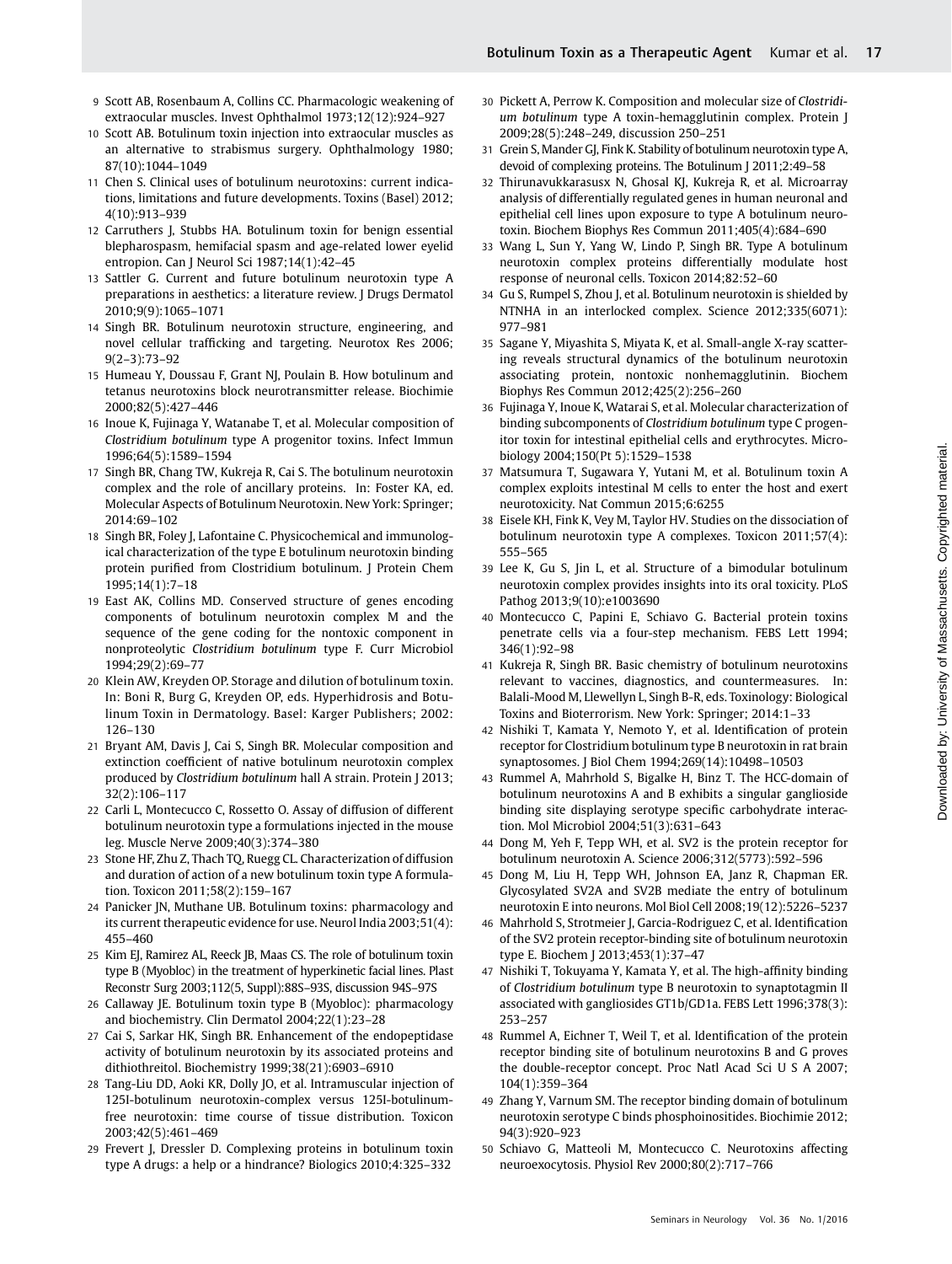9 Scott AB, Rosenbaum A, Collins CC. Pharmacologic weakening of extraocular muscles. Invest Ophthalmol 1973;12(12):924–927

10 Scott AB. Botulinum toxin injection into extraocular muscles as an alternative to strabismus surgery. Ophthalmology 1980; 87(10):1044–1049

11 Chen S. Clinical uses of botulinum neurotoxins: current indications, limitations and future developments. Toxins (Basel) 2012; 4(10):913–939

12 Carruthers J, Stubbs HA. Botulinum toxin for benign essential blepharospasm, hemifacial spasm and age-related lower eyelid entropion. Can J Neurol Sci 1987;14(1):42–45

13 Sattler G. Current and future botulinum neurotoxin type A preparations in aesthetics: a literature review. J Drugs Dermatol 2010;9(9):1065–1071

14 Singh BR. Botulinum neurotoxin structure, engineering, and novel cellular trafficking and targeting. Neurotox Res 2006; 9(2–3):73–92

15 Humeau Y, Doussau F, Grant NJ, Poulain B. How botulinum and tetanus neurotoxins block neurotransmitter release. Biochimie 2000;82(5):427–446

16 Inoue K, Fujinaga Y, Watanabe T, et al. Molecular composition of *Clostridium botulinum* type A progenitor toxins. Infect Immun 1996;64(5):1589–1594

17 Singh BR, Chang TW, Kukreja R, Cai S. The botulinum neurotoxin complex and the role of ancillary proteins. In: Foster KA, ed. Molecular Aspects of Botulinum Neurotoxin. New York: Springer; 2014:69–102

18 Singh BR, Foley J, Lafontaine C. Physicochemical and immunological characterization of the type E botulinum neurotoxin binding protein purified from Clostridium botulinum. J Protein Chem 1995;14(1):7–18

19 East AK, Collins MD. Conserved structure of genes encoding components of botulinum neurotoxin complex M and the sequence of the gene coding for the nontoxic component in nonproteolytic *Clostridium botulinum* type F. Curr Microbiol 1994;29(2):69–77

20 Klein AW, Kreyden OP. Storage and dilution of botulinum toxin. In: Boni R, Burg G, Kreyden OP, eds. Hyperhidrosis and Botulinum Toxin in Dermatology. Basel: Karger Publishers; 2002: 126–130

21 Bryant AM, Davis J, Cai S, Singh BR. Molecular composition and extinction coefficient of native botulinum neurotoxin complex produced by *Clostridium botulinum* hall A strain. Protein J 2013; 32(2):106–117

22 Carli L, Montecucco C, Rossetto O. Assay of diffusion of different botulinum neurotoxin type a formulations injected in the mouse leg. Muscle Nerve 2009;40(3):374–380

23 Stone HF, Zhu Z, Thach TQ, Ruegg CL. Characterization of diffusion and duration of action of a new botulinum toxin type A formulation. Toxicon 2011;58(2):159–167

24 Panicker JN, Muthane UB. Botulinum toxins: pharmacology and its current therapeutic evidence for use. Neurol India 2003;51(4): 455–460

25 Kim EJ, Ramirez AL, Reeck JB, Maas CS. The role of botulinum toxin type B (Myobloc) in the treatment of hyperkinetic facial lines. Plast Reconstr Surg 2003;112(5, Suppl):88S–93S, discussion 94S–97S

26 Callaway JE. Botulinum toxin type B (Myobloc): pharmacology and biochemistry. Clin Dermatol 2004;22(1):23–28

27 Cai S, Sarkar HK, Singh BR. Enhancement of the endopeptidase activity of botulinum neurotoxin by its associated proteins and dithiothreitol. Biochemistry 1999;38(21):6903–6910

28 Tang-Liu DD, Aoki KR, Dolly JO, et al. Intramuscular injection of 125I-botulinum neurotoxin-complex versus 125I-botulinum-free neurotoxin: time course of tissue distribution. Toxicon 2003;42(5):461–469

29 Frevert J, Dressler D. Complexing proteins in botulinum toxin type A drugs: a help or a hindrance? Biologics 2010;4:325–332

30 Pickett A, Perrow K. Composition and molecular size of *Clostridium botulinum* type A toxin-hemagglutinin complex. Protein J 2009;28(5):248–249, discussion 250–251

31 Grein S, Mander GJ, Fink K. Stability of botulinum neurotoxin type A, devoid of complexing proteins. The Botulinum J 2011;2:49–58

32 Thirunavukkarasusx N, Ghosal KJ, Kukreja R, et al. Microarray analysis of differentially regulated genes in human neuronal and epithelial cell lines upon exposure to type A botulinum neurotoxin. Biochem Biophys Res Commun 2011;405(4):684–690

33 Wang L, Sun Y, Yang W, Lindo P, Singh BR. Type A botulinum neurotoxin complex proteins differentially modulate host response of neuronal cells. Toxicon 2014;82:52–60

34 Gu S, Rumpel S, Zhou J, et al. Botulinum neurotoxin is shielded by NTNHA in an interlocked complex. Science 2012;335(6071): 977–981

35 Sagane Y, Miyashita S, Miyata K, et al. Small-angle X-ray scattering reveals structural dynamics of the botulinum neurotoxin associating protein, nontoxic nonhemagglutinin. Biochem Biophys Res Commun 2012;425(2):256–260

36 Fujinaga Y, Inoue K, Watarai S, et al. Molecular characterization of binding subcomponents of *Clostridium botulinum* type C progenitor toxin for intestinal epithelial cells and erythrocytes. Microbiology 2004;150(Pt 5):1529–1538

37 Matsumura T, Sugawara Y, Yutani M, et al. Botulinum toxin A complex exploits intestinal M cells to enter the host and exert neurotoxicity. Nat Commun 2015;6:6255

38 Eisele KH, Fink K, Vey M, Taylor HV. Studies on the dissociation of botulinum neurotoxin type A complexes. Toxicon 2011;57(4): 555–565

39 Lee K, Gu S, Jin L, et al. Structure of a bimodular botulinum neurotoxin complex provides insights into its oral toxicity. PLoS Pathog 2013;9(10):e1003690

40 Montecucco C, Papini E, Schiavo G. Bacterial protein toxins penetrate cells via a four-step mechanism. FEBS Lett 1994; 346(1):92–98

41 Kukreja R, Singh BR. Basic chemistry of botulinum neurotoxins relevant to vaccines, diagnostics, and countermeasures. In: Balali-Mood M, Llewellyn L, Singh B-R, eds. Toxinology: Biological Toxins and Bioterrorism. New York: Springer; 2014:1–33

42 Nishiki T, Kamata Y, Nemoto Y, et al. Identification of protein receptor for Clostridium botulinum type B neurotoxin in rat brain synaptosomes. J Biol Chem 1994;269(14):10498–10503

43 Rummel A, Mahrhold S, Bigalke H, Binz T. The HCC-domain of botulinum neurotoxins A and B exhibits a singular ganglioside binding site displaying serotype specific carbohydrate interaction. Mol Microbiol 2004;51(3):631–643

44 Dong M, Yeh F, Tepp WH, et al. SV2 is the protein receptor for botulinum neurotoxin A. Science 2006;312(5773):592–596

45 Dong M, Liu H, Tepp WH, Johnson EA, Janz R, Chapman ER. Glycosylated SV2A and SV2B mediate the entry of botulinum neurotoxin E into neurons. Mol Biol Cell 2008;19(12):5226–5237

46 Mahrhold S, Strotmeier J, Garcia-Rodriguez C, et al. Identification of the SV2 protein receptor-binding site of botulinum neurotoxin type E. Biochem J 2013;453(1):37–47

47 Nishiki T, Tokuyama Y, Kamata Y, et al. The high-affinity binding of *Clostridium botulinum* type B neurotoxin to synaptotagmin II associated with gangliosides GT1b/GD1a. FEBS Lett 1996;378(3): 253–257

48 Rummel A, Eichner T, Weil T, et al. Identification of the protein receptor binding site of botulinum neurotoxins B and G proves the double-receptor concept. Proc Natl Acad Sci U S A 2007; 104(1):359–364

49 Zhang Y, Varnum SM. The receptor binding domain of botulinum neurotoxin serotype C binds phosphoinositides. Biochimie 2012; 94(3):920–923

50 Schiavo G, Matteoli M, Montecucco C. Neurotoxins affecting neuroexocytosis. Physiol Rev 2000;80(2):717–766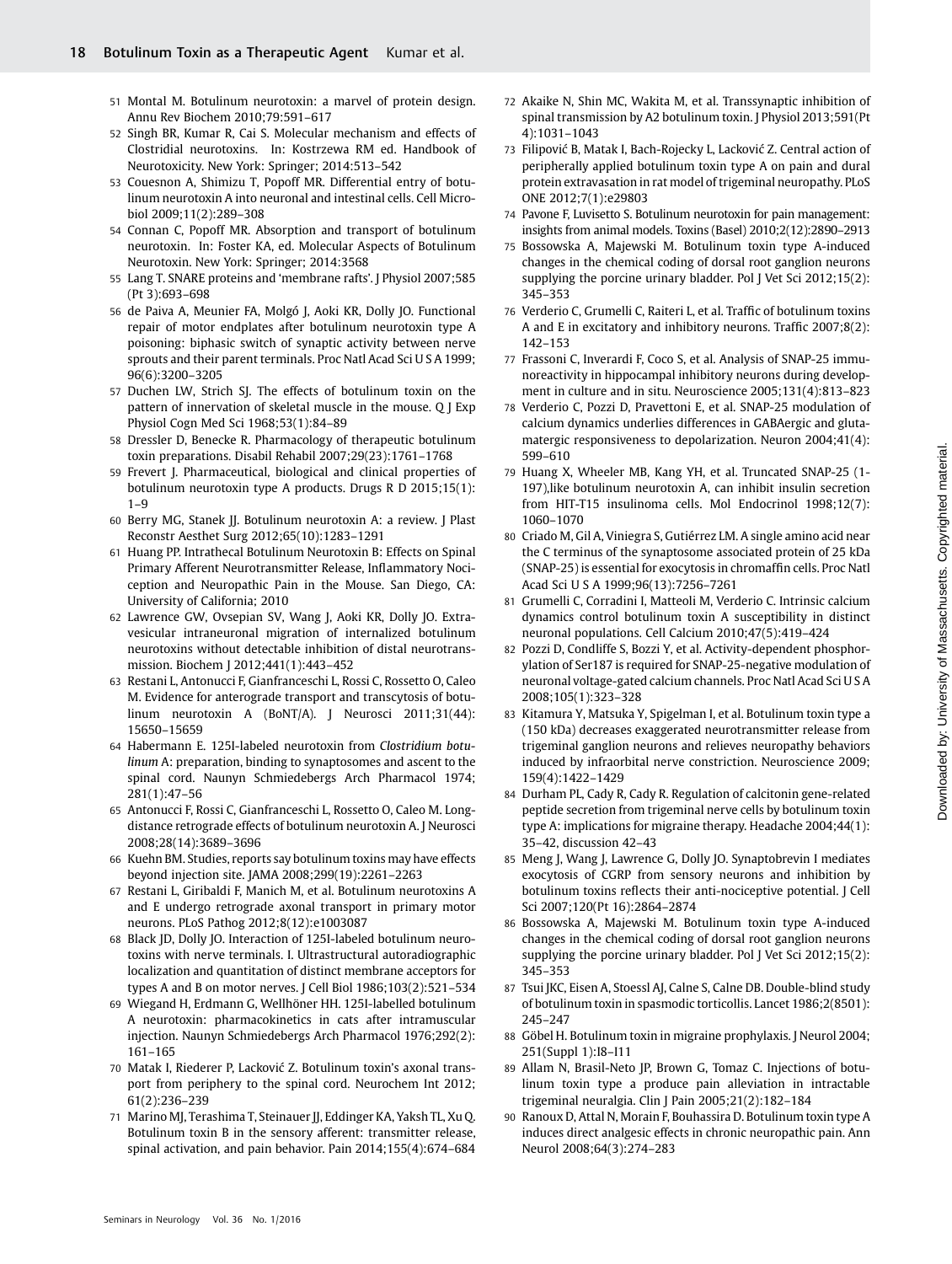51 Montal M. Botulinum neurotoxin: a marvel of protein design. Annu Rev Biochem 2010;79:591–617

52 Singh BR, Kumar R, Cai S. Molecular mechanism and effects of Clostridial neurotoxins. In: Kostrzewa RM ed. Handbook of Neurotoxicity. New York: Springer; 2014:513–542

53 Couesnon A, Shimizu T, Popoff MR. Differential entry of botulinum neurotoxin A into neuronal and intestinal cells. Cell Microbiol 2009;11(2):289–308

54 Connan C, Popoff MR. Absorption and transport of botulinum neurotoxin. In: Foster KA, ed. Molecular Aspects of Botulinum Neurotoxin. New York: Springer; 2014:3568

55 Lang T. SNARE proteins and 'membrane rafts'. J Physiol 2007;585 (Pt 3):693–698

56 de Paiva A, Meunier FA, Molgó J, Aoki KR, Dolly JO. Functional repair of motor endplates after botulinum neurotoxin type A poisoning: biphasic switch of synaptic activity between nerve sprouts and their parent terminals. Proc Natl Acad Sci U S A 1999; 96(6):3200–3205

57 Duchen LW, Strich SJ. The effects of botulinum toxin on the pattern of innervation of skeletal muscle in the mouse. Q J Exp Physiol Cogn Med Sci 1968;53(1):84–89

58 Dressler D, Benecke R. Pharmacology of therapeutic botulinum toxin preparations. Disabil Rehabil 2007;29(23):1761–1768

59 Frevert J. Pharmaceutical, biological and clinical properties of botulinum neurotoxin type A products. Drugs R D 2015;15(1): 1–9

60 Berry MG, Stanek JJ. Botulinum neurotoxin A: a review. J Plast Reconstr Aesthet Surg 2012;65(10):1283–1291

61 Huang PP. Intrathecal Botulinum Neurotoxin B: Effects on Spinal Primary Afferent Neurotransmitter Release, Inflammatory Nociception and Neuropathic Pain in the Mouse. San Diego, CA: University of California; 2010

62 Lawrence GW, Ovsepian SV, Wang J, Aoki KR, Dolly JO. Extravesicular intraneuronal migration of internalized botulinum neurotoxins without detectable inhibition of distal neurotransmission. Biochem J 2012;441(1):443–452

63 Restani L, Antonucci F, Gianfranceschi L, Rossi C, Rossetto O, Caleo M. Evidence for anterograde transport and transcytosis of botulinum neurotoxin A (BoNT/A). J Neurosci 2011;31(44): 15650–15659

64 Habermann E. 125I-labeled neurotoxin from *Clostridium botulinum* A: preparation, binding to synaptosomes and ascent to the spinal cord. Naunyn Schmiedebergs Arch Pharmacol 1974; 281(1):47–56

65 Antonucci F, Rossi C, Gianfranceschi L, Rossetto O, Caleo M. Long-distance retrograde effects of botulinum neurotoxin A. J Neurosci 2008;28(14):3689–3696

66 Kuehn BM. Studies, reports say botulinum toxins may have effects beyond injection site. JAMA 2008;299(19):2261–2263

67 Restani L, Giribaldi F, Manich M, et al. Botulinum neurotoxins A and E undergo retrograde axonal transport in primary motor neurons. PLoS Pathog 2012;8(12):e1003087

68 Black JD, Dolly JO. Interaction of 125I-labeled botulinum neurotoxins with nerve terminals. I. Ultrastructural autoradiographic localization and quantitation of distinct membrane acceptors for types A and B on motor nerves. J Cell Biol 1986;103(2):521–534

69 Wiegand H, Erdmann G, Wellhöner HH. 125I-labelled botulinum A neurotoxin: pharmacokinetics in cats after intramuscular injection. Naunyn Schmiedebergs Arch Pharmacol 1976;292(2): 161–165

70 Matak I, Riederer P, Lacković Z. Botulinum toxin's axonal transport from periphery to the spinal cord. Neurochem Int 2012; 61(2):236–239

71 Marino MJ, Terashima T, Steinauer JJ, Eddinger KA, Yaksh TL, Xu Q. Botulinum toxin B in the sensory afferent: transmitter release, spinal activation, and pain behavior. Pain 2014;155(4):674–684

72 Akaike N, Shin MC, Wakita M, et al. Transsynaptic inhibition of spinal transmission by A2 botulinum toxin. J Physiol 2013;591(Pt 4):1031–1043

73 Filipović B, Matak I, Bach-Rojecky L, Lacković Z. Central action of peripherally applied botulinum toxin type A on pain and dural protein extravasation in rat model of trigeminal neuropathy. PLoS ONE 2012;7(1):e29803

74 Pavone F, Luvisetto S. Botulinum neurotoxin for pain management: insights from animal models. Toxins (Basel) 2010;2(12):2890–2913

75 Bossowska A, Majewski M. Botulinum toxin type A-induced changes in the chemical coding of dorsal root ganglion neurons supplying the porcine urinary bladder. Pol J Vet Sci 2012;15(2): 345–353

76 Verderio C, Grumelli C, Raiteri L, et al. Traffic of botulinum toxins A and E in excitatory and inhibitory neurons. Traffic 2007;8(2): 142–153

77 Frassoni C, Inverardi F, Coco S, et al. Analysis of SNAP-25 immunoreactivity in hippocampal inhibitory neurons during development in culture and in situ. Neuroscience 2005;131(4):813–823

78 Verderio C, Pozzi D, Pravettoni E, et al. SNAP-25 modulation of calcium dynamics underlies differences in GABAergic and glutamatergic responsiveness to depolarization. Neuron 2004;41(4): 599–610

79 Huang X, Wheeler MB, Kang YH, et al. Truncated SNAP-25 (1-197),like botulinum neurotoxin A, can inhibit insulin secretion from HIT-T15 insulinoma cells. Mol Endocrinol 1998;12(7): 1060–1070

80 Criado M, Gil A, Viniegra S, Gutiérrez LM. A single amino acid near the C terminus of the synaptosome associated protein of 25 kDa (SNAP-25) is essential for exocytosis in chromaffin cells. Proc Natl Acad Sci U S A 1999;96(13):7256–7261

81 Grumelli C, Corradini I, Matteoli M, Verderio C. Intrinsic calcium dynamics control botulinum toxin A susceptibility in distinct neuronal populations. Cell Calcium 2010;47(5):419–424

82 Pozzi D, Condliffe S, Bozzi Y, et al. Activity-dependent phosphorylation of Ser187 is required for SNAP-25-negative modulation of neuronal voltage-gated calcium channels. Proc Natl Acad Sci U S A 2008;105(1):323–328

83 Kitamura Y, Matsuka Y, Spigelman I, et al. Botulinum toxin type a (150 kDa) decreases exaggerated neurotransmitter release from trigeminal ganglion neurons and relieves neuropathy behaviors induced by infraorbital nerve constriction. Neuroscience 2009; 159(4):1422–1429

84 Durham PL, Cady R, Cady R. Regulation of calcitonin gene-related peptide secretion from trigeminal nerve cells by botulinum toxin type A: implications for migraine therapy. Headache 2004;44(1): 35–42, discussion 42–43

85 Meng J, Wang J, Lawrence G, Dolly JO. Synaptobrevin I mediates exocytosis of CGRP from sensory neurons and inhibition by botulinum toxins reflects their anti-nociceptive potential. J Cell Sci 2007;120(Pt 16):2864–2874

86 Bossowska A, Majewski M. Botulinum toxin type A-induced changes in the chemical coding of dorsal root ganglion neurons supplying the porcine urinary bladder. Pol J Vet Sci 2012;15(2): 345–353

87 Tsui JKC, Eisen A, Stoessl AJ, Calne S, Calne DB. Double-blind study of botulinum toxin in spasmodic torticollis. Lancet 1986;2(8501): 245–247

88 Göbel H. Botulinum toxin in migraine prophylaxis. J Neurol 2004; 251(Suppl 1):I8–I11

89 Allam N, Brasil-Neto JP, Brown G, Tomaz C. Injections of botulinum toxin type a produce pain alleviation in intractable trigeminal neuralgia. Clin J Pain 2005;21(2):182–184

90 Ranoux D, Attal N, Morain F, Bouhassira D. Botulinum toxin type A induces direct analgesic effects in chronic neuropathic pain. Ann Neurol 2008;64(3):274–283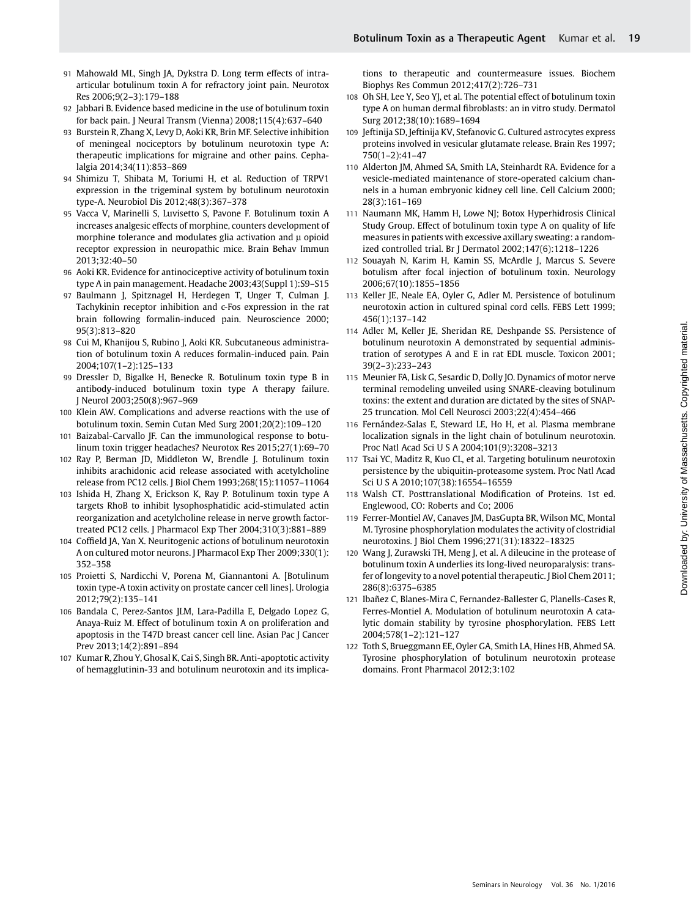91 Mahowald ML, Singh JA, Dykstra D. Long term effects of intra-articular botulinum toxin A for refractory joint pain. Neurotox Res 2006;9(2–3):179–188

92 Jabbari B. Evidence based medicine in the use of botulinum toxin for back pain. J Neural Transm (Vienna) 2008;115(4):637–640

93 Burstein R, Zhang X, Levy D, Aoki KR, Brin MF. Selective inhibition of meningeal nociceptors by botulinum neurotoxin type A: therapeutic implications for migraine and other pains. Cephalalgia 2014;34(11):853–869

94 Shimizu T, Shibata M, Toriumi H, et al. Reduction of TRPV1 expression in the trigeminal system by botulinum neurotoxin type-A. Neurobiol Dis 2012;48(3):367–378

95 Vacca V, Marinelli S, Luvisetto S, Pavone F. Botulinum toxin A increases analgesic effects of morphine, counters development of morphine tolerance and modulates glia activation and μ opioid receptor expression in neuropathic mice. Brain Behav Immun 2013;32:40–50

96 Aoki KR. Evidence for antinociceptive activity of botulinum toxin type A in pain management. Headache 2003;43(Suppl 1):S9–S15

97 Baulmann J, Spitznagel H, Herdegen T, Unger T, Culman J. Tachykinin receptor inhibition and c-Fos expression in the rat brain following formalin-induced pain. Neuroscience 2000; 95(3):813–820

98 Cui M, Khanijou S, Rubino J, Aoki KR. Subcutaneous administration of botulinum toxin A reduces formalin-induced pain. Pain 2004;107(1–2):125–133

99 Dressler D, Bigalke H, Benecke R. Botulinum toxin type B in antibody-induced botulinum toxin type A therapy failure. J Neurol 2003;250(8):967–969

100 Klein AW. Complications and adverse reactions with the use of botulinum toxin. Semin Cutan Med Surg 2001;20(2):109–120

101 Baizabal-Carvallo JF. Can the immunological response to botulinum toxin trigger headaches? Neurotox Res 2015;27(1):69–70

102 Ray P, Berman JD, Middleton W, Brendle J. Botulinum toxin inhibits arachidonic acid release associated with acetylcholine release from PC12 cells. J Biol Chem 1993;268(15):11057–11064

103 Ishida H, Zhang X, Erickson K, Ray P. Botulinum toxin type A targets RhoB to inhibit lysophosphatidic acid-stimulated actin reorganization and acetylcholine release in nerve growth factor-treated PC12 cells. J Pharmacol Exp Ther 2004;310(3):881–889

104 Coffield JA, Yan X. Neuritogenic actions of botulinum neurotoxin A on cultured motor neurons. J Pharmacol Exp Ther 2009;330(1): 352–358

105 Proietti S, Nardicchi V, Porena M, Giannantoni A. [Botulinum toxin type-A toxin activity on prostate cancer cell lines]. Urologia 2012;79(2):135–141

106 Bandala C, Perez-Santos JLM, Lara-Padilla E, Delgado Lopez G, Anaya-Ruiz M. Effect of botulinum toxin A on proliferation and apoptosis in the T47D breast cancer cell line. Asian Pac J Cancer Prev 2013;14(2):891–894

107 Kumar R, Zhou Y, Ghosal K, Cai S, Singh BR. Anti-apoptotic activity of hemagglutinin-33 and botulinum neurotoxin and its implications to therapeutic and countermeasure issues. Biochem Biophys Res Commun 2012;417(2):726–731

108 Oh SH, Lee Y, Seo YJ, et al. The potential effect of botulinum toxin type A on human dermal fibroblasts: an in vitro study. Dermatol Surg 2012;38(10):1689–1694

109 Jeftinija SD, Jeftinija KV, Stefanovic G. Cultured astrocytes express proteins involved in vesicular glutamate release. Brain Res 1997; 750(1–2):41–47

110 Alderton JM, Ahmed SA, Smith LA, Steinhardt RA. Evidence for a vesicle-mediated maintenance of store-operated calcium channels in a human embryonic kidney cell line. Cell Calcium 2000; 28(3):161–169

111 Naumann MK, Hamm H, Lowe NJ; Botox Hyperhidrosis Clinical Study Group. Effect of botulinum toxin type A on quality of life measures in patients with excessive axillary sweating: a randomized controlled trial. Br J Dermatol 2002;147(6):1218–1226

112 Souayah N, Karim H, Kamin SS, McArdle J, Marcus S. Severe botulism after focal injection of botulinum toxin. Neurology 2006;67(10):1855–1856

113 Keller JE, Neale EA, Oyler G, Adler M. Persistence of botulinum neurotoxin action in cultured spinal cord cells. FEBS Lett 1999; 456(1):137–142

114 Adler M, Keller JE, Sheridan RE, Deshpande SS. Persistence of botulinum neurotoxin A demonstrated by sequential administration of serotypes A and E in rat EDL muscle. Toxicon 2001; 39(2–3):233–243

115 Meunier FA, Lisk G, Sesardic D, Dolly JO. Dynamics of motor nerve terminal remodeling unveiled using SNARE-cleaving botulinum toxins: the extent and duration are dictated by the sites of SNAP-25 truncation. Mol Cell Neurosci 2003;22(4):454–466

116 Fernández-Salas E, Steward LE, Ho H, et al. Plasma membrane localization signals in the light chain of botulinum neurotoxin. Proc Natl Acad Sci U S A 2004;101(9):3208–3213

117 Tsai YC, Maditz R, Kuo CL, et al. Targeting botulinum neurotoxin persistence by the ubiquitin-proteasome system. Proc Natl Acad Sci U S A 2010;107(38):16554–16559

118 Walsh CT. Posttranslational Modification of Proteins. 1st ed. Englewood, CO: Roberts and Co; 2006

119 Ferrer-Montiel AV, Canaves JM, DasGupta BR, Wilson MC, Montal M. Tyrosine phosphorylation modulates the activity of clostridial neurotoxins. J Biol Chem 1996;271(31):18322–18325

120 Wang J, Zurawski TH, Meng J, et al. A dileucine in the protease of botulinum toxin A underlies its long-lived neuroparalysis: transfer of longevity to a novel potential therapeutic. J Biol Chem 2011; 286(8):6375–6385

121 Ibañez C, Blanes-Mira C, Fernandez-Ballester G, Planells-Cases R, Ferres-Montiel A. Modulation of botulinum neurotoxin A catalytic domain stability by tyrosine phosphorylation. FEBS Lett 2004;578(1–2):121–127

122 Toth S, Brueggmann EE, Oyler GA, Smith LA, Hines HB, Ahmed SA. Tyrosine phosphorylation of botulinum neurotoxin protease domains. Front Pharmacol 2012;3:102